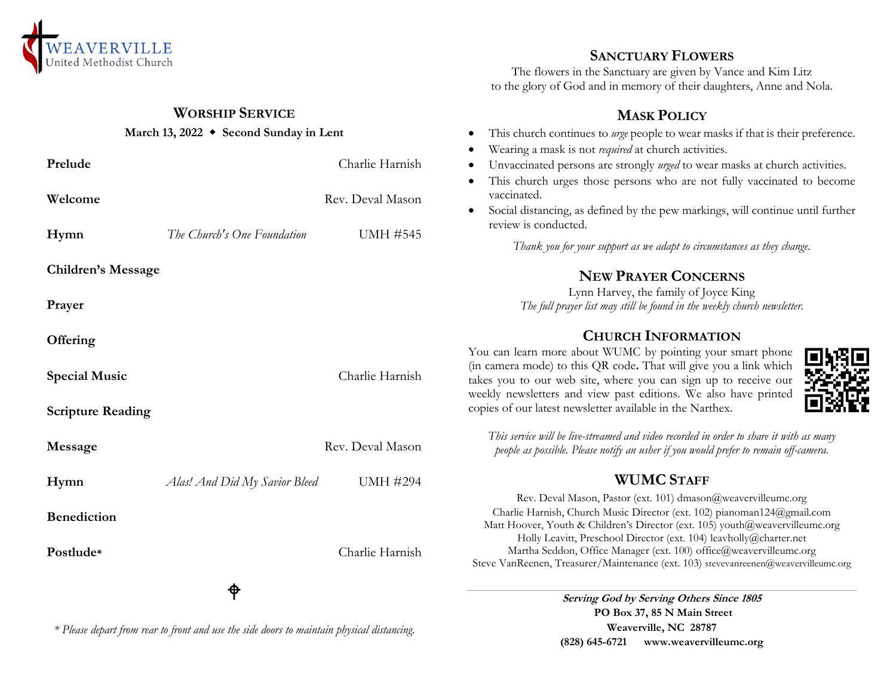WEAVERVILLE
United Methodist Church

## Worship Service

**March 13, 2022 ◆ Second Sunday in Lent**

| | | |
|---|---|---|
| **Prelude** | | Charlie Harnish |
| **Welcome** | | Rev. Deval Mason |
| **Hymn** | *The Church's One Foundation* | UMH #545 |
| **Children's Message** | | |
| **Prayer** | | |
| **Offering** | | |
| **Special Music** | | Charlie Harnish |
| **Scripture Reading** | | |
| **Message** | | Rev. Deval Mason |
| **Hymn** | *Alas! And Did My Savior Bleed* | UMH #294 |
| **Benediction** | | |
| **Postlude*** | | Charlie Harnish |

*\* Please depart from rear to front and use the side doors to maintain physical distancing.*

## Sanctuary Flowers

The flowers in the Sanctuary are given by Vance and Kim Litz to the glory of God and in memory of their daughters, Anne and Nola.

## Mask Policy

- This church continues to *urge* people to wear masks if that is their preference.
- Wearing a mask is not *required* at church activities.
- Unvaccinated persons are strongly *urged* to wear masks at church activities.
- This church urges those persons who are not fully vaccinated to become vaccinated.
- Social distancing, as defined by the pew markings, will continue until further review is conducted.

*Thank you for your support as we adapt to circumstances as they change.*

## New Prayer Concerns

Lynn Harvey, the family of Joyce King

*The full prayer list may still be found in the weekly church newsletter.*

## Church Information

You can learn more about WUMC by pointing your smart phone (in camera mode) to this QR code. That will give you a link which takes you to our web site, where you can sign up to receive our weekly newsletters and view past editions. We also have printed copies of our latest newsletter available in the Narthex.

*This service will be live-streamed and video recorded in order to share it with as many people as possible. Please notify an usher if you would prefer to remain off-camera.*

## WUMC Staff

Rev. Deval Mason, Pastor (ext. 101) dmason@weavervilleumc.org
Charlie Harnish, Church Music Director (ext. 102) pianoman124@gmail.com
Matt Hoover, Youth & Children's Director (ext. 105) youth@weavervilleumc.org
Holly Leavitt, Preschool Director (ext. 104) leavholly@charter.net
Martha Seddon, Office Manager (ext. 100) office@weavervilleumc.org
Steve VanReenen, Treasurer/Maintenance (ext. 103) stevevanreenen@weavervilleumc.org

***Serving God by Serving Others Since 1805***
**PO Box 37, 85 N Main Street**
**Weaverville, NC 28787**
**(828) 645-6721 www.weavervilleumc.org**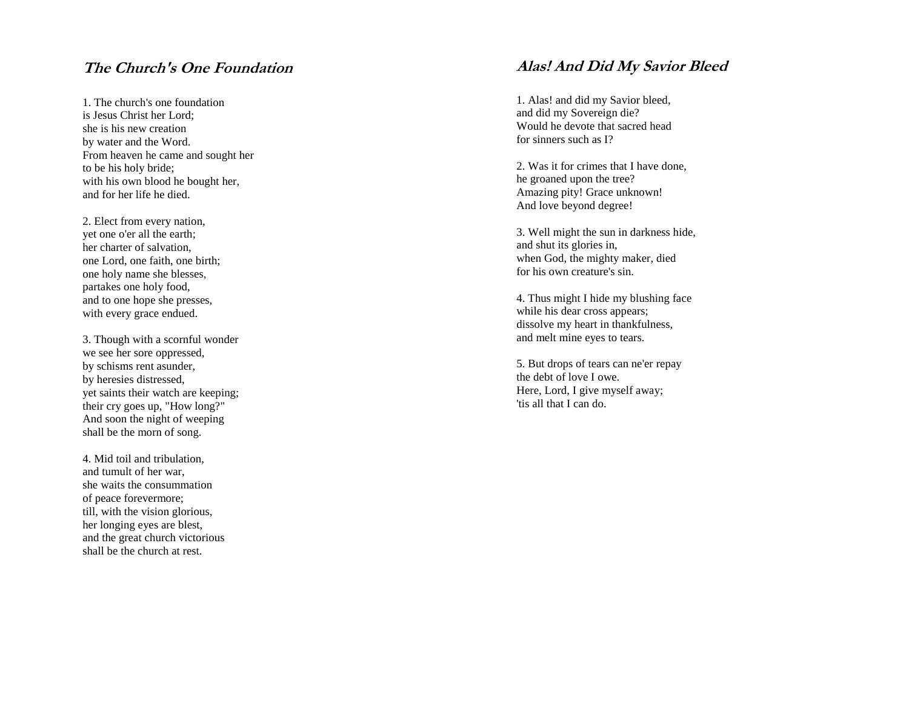## *The Church's One Foundation*

1. The church's one foundation
is Jesus Christ her Lord;
she is his new creation
by water and the Word.
From heaven he came and sought her
to be his holy bride;
with his own blood he bought her,
and for her life he died.

2. Elect from every nation,
yet one o'er all the earth;
her charter of salvation,
one Lord, one faith, one birth;
one holy name she blesses,
partakes one holy food,
and to one hope she presses,
with every grace endued.

3. Though with a scornful wonder
we see her sore oppressed,
by schisms rent asunder,
by heresies distressed,
yet saints their watch are keeping;
their cry goes up, "How long?"
And soon the night of weeping
shall be the morn of song.

4. Mid toil and tribulation,
and tumult of her war,
she waits the consummation
of peace forevermore;
till, with the vision glorious,
her longing eyes are blest,
and the great church victorious
shall be the church at rest.

## *Alas! And Did My Savior Bleed*

1. Alas! and did my Savior bleed,
and did my Sovereign die?
Would he devote that sacred head
for sinners such as I?

2. Was it for crimes that I have done,
he groaned upon the tree?
Amazing pity! Grace unknown!
And love beyond degree!

3. Well might the sun in darkness hide,
and shut its glories in,
when God, the mighty maker, died
for his own creature's sin.

4. Thus might I hide my blushing face
while his dear cross appears;
dissolve my heart in thankfulness,
and melt mine eyes to tears.

5. But drops of tears can ne'er repay
the debt of love I owe.
Here, Lord, I give myself away;
'tis all that I can do.